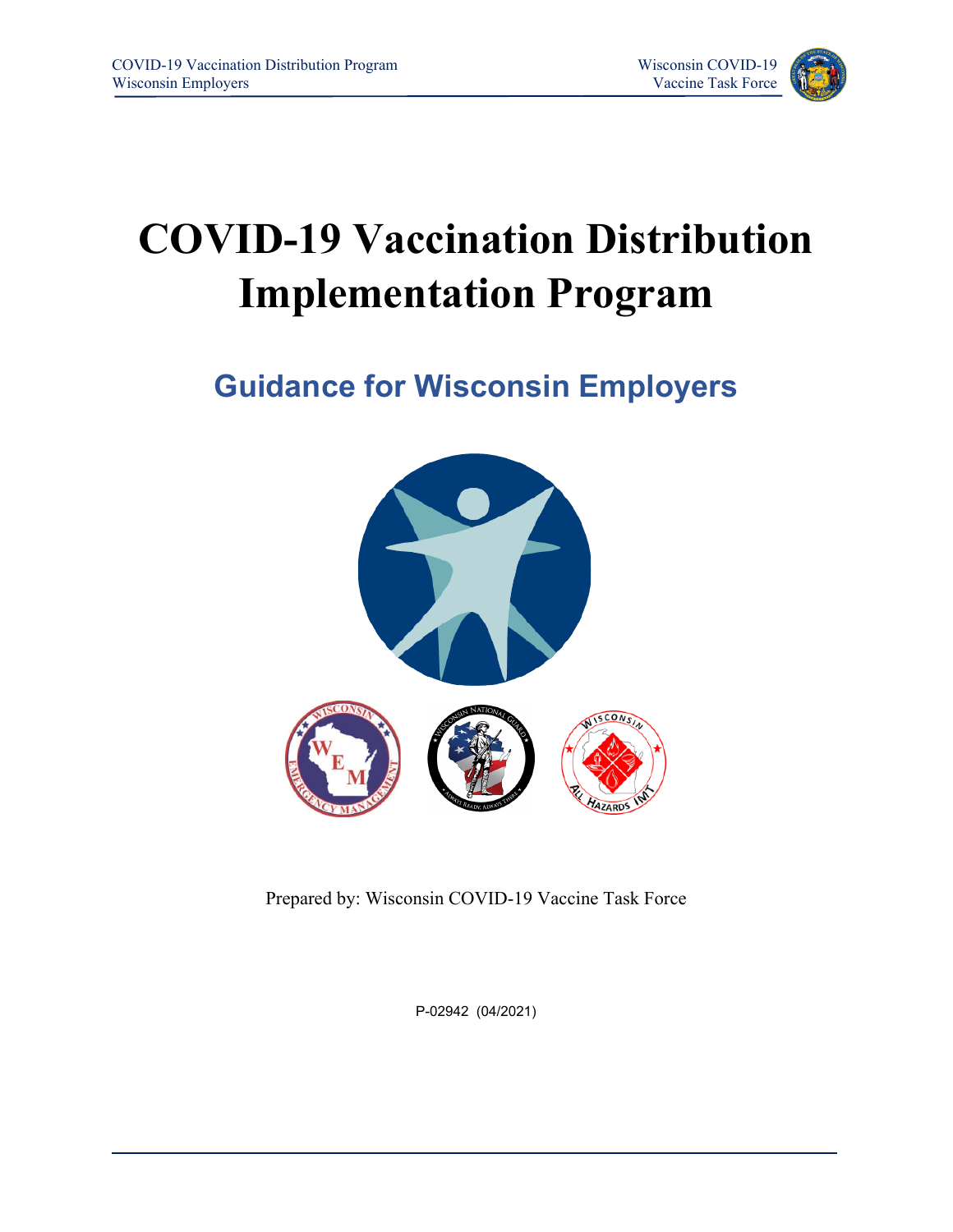# COVID-19 Vaccination Distribution Implementation Program

## Guidance for Wisconsin Employers

Prepared by: Wisconsin COVID-19 Vaccine Task Force

P-02942 (04/2021)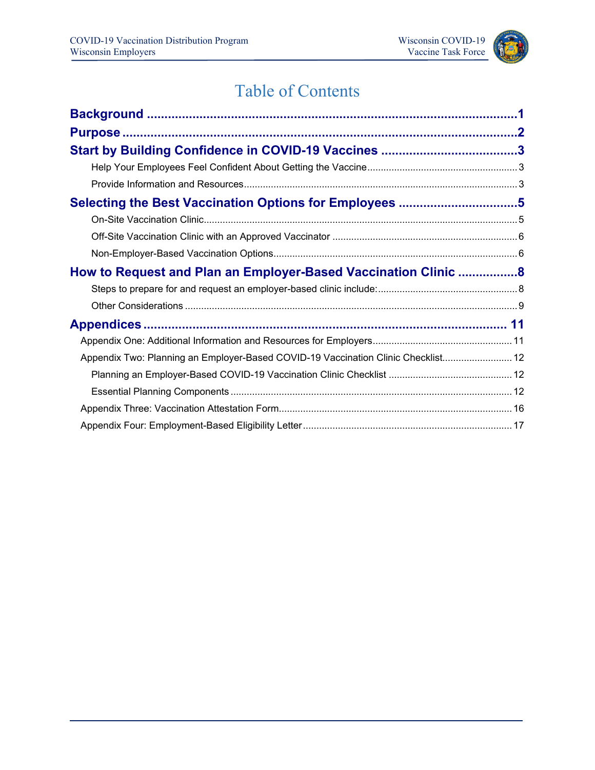# Table of Contents

**Background** ........ 1

**Purpose** ........ 2

**Start by Building Confidence in COVID-19 Vaccines** ........ 3

- Help Your Employees Feel Confident About Getting the Vaccine ........ 3
- Provide Information and Resources ........ 3

**Selecting the Best Vaccination Options for Employees** ........ 5

- On-Site Vaccination Clinic ........ 5
- Off-Site Vaccination Clinic with an Approved Vaccinator ........ 6
- Non-Employer-Based Vaccination Options ........ 6

**How to Request and Plan an Employer-Based Vaccination Clinic** ........ 8

- Steps to prepare for and request an employer-based clinic include: ........ 8
- Other Considerations ........ 9

**Appendices** ........ 11

- Appendix One: Additional Information and Resources for Employers ........ 11
- Appendix Two: Planning an Employer-Based COVID-19 Vaccination Clinic Checklist ........ 12
  - Planning an Employer-Based COVID-19 Vaccination Clinic Checklist ........ 12
  - Essential Planning Components ........ 12
- Appendix Three: Vaccination Attestation Form ........ 16
- Appendix Four: Employment-Based Eligibility Letter ........ 17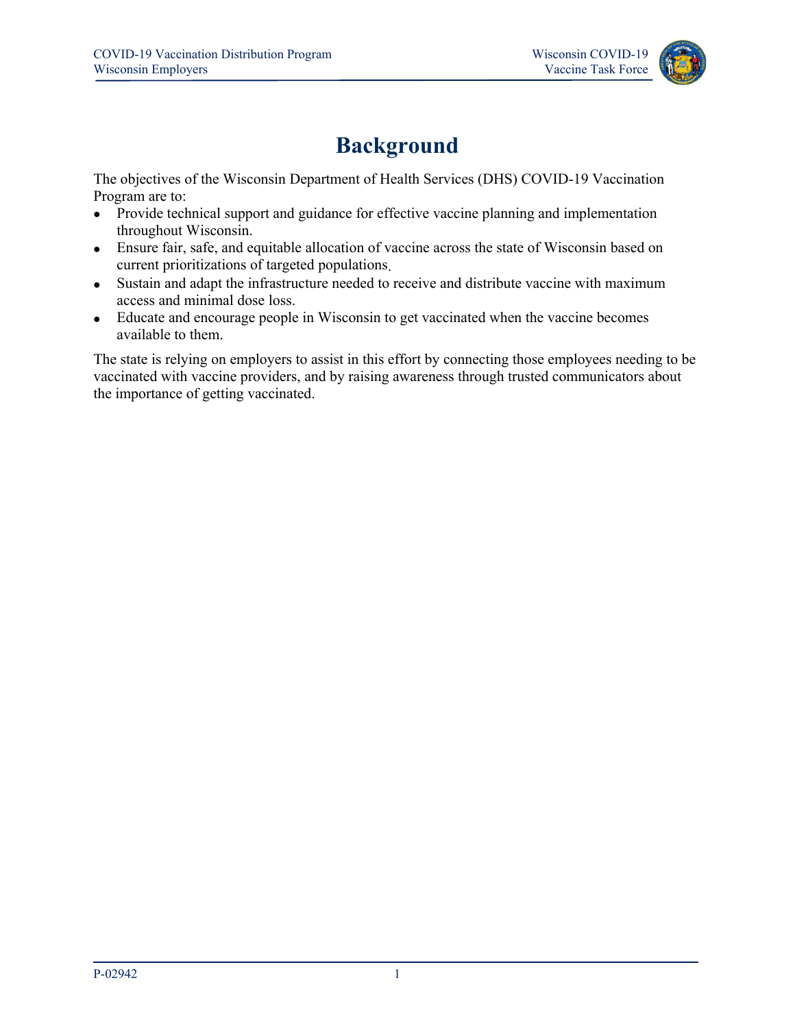# Background

The objectives of the Wisconsin Department of Health Services (DHS) COVID-19 Vaccination Program are to:

- Provide technical support and guidance for effective vaccine planning and implementation throughout Wisconsin.
- Ensure fair, safe, and equitable allocation of vaccine across the state of Wisconsin based on current prioritizations of targeted populations.
- Sustain and adapt the infrastructure needed to receive and distribute vaccine with maximum access and minimal dose loss.
- Educate and encourage people in Wisconsin to get vaccinated when the vaccine becomes available to them.

The state is relying on employers to assist in this effort by connecting those employees needing to be vaccinated with vaccine providers, and by raising awareness through trusted communicators about the importance of getting vaccinated.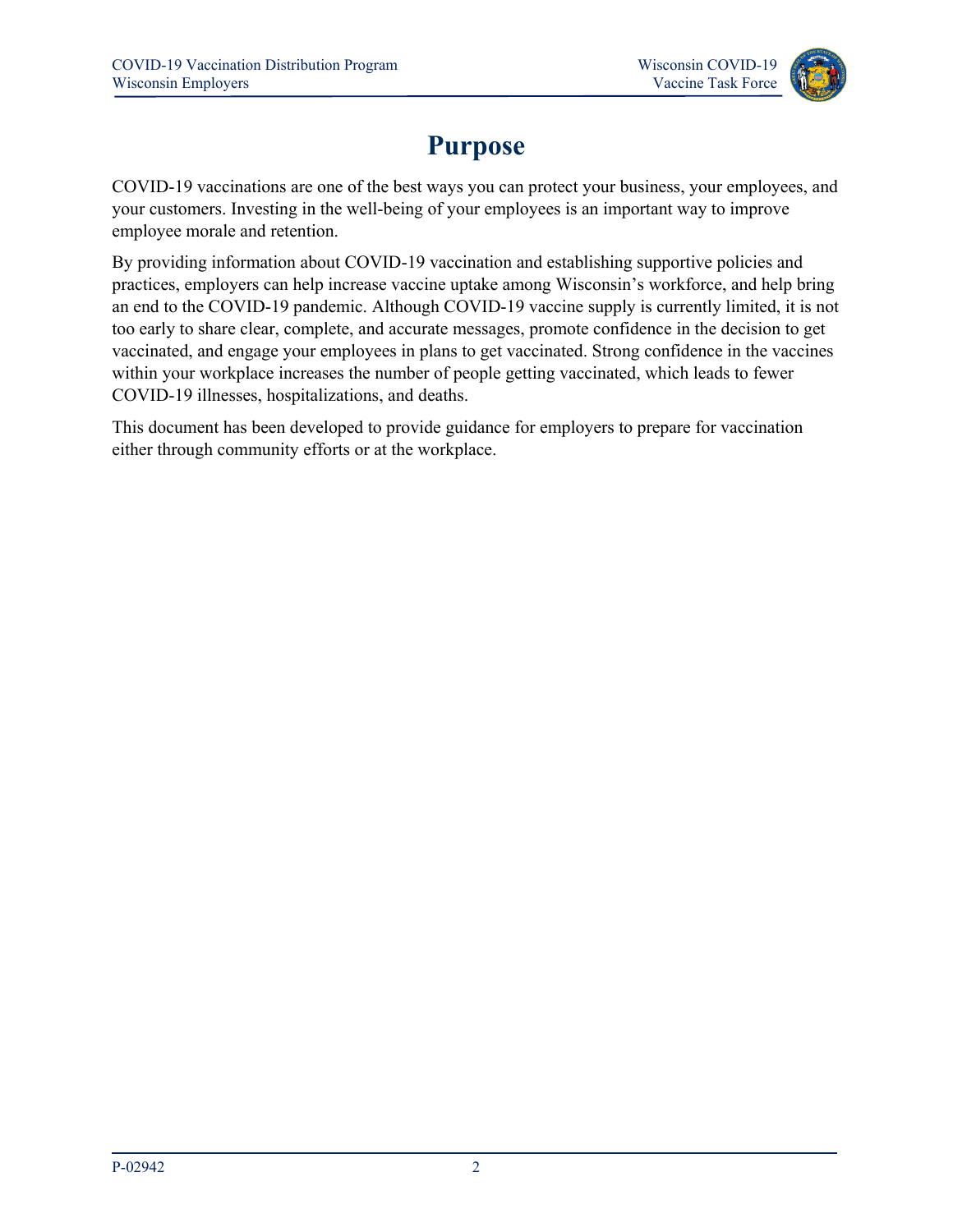# Purpose

COVID-19 vaccinations are one of the best ways you can protect your business, your employees, and your customers. Investing in the well-being of your employees is an important way to improve employee morale and retention.

By providing information about COVID-19 vaccination and establishing supportive policies and practices, employers can help increase vaccine uptake among Wisconsin's workforce, and help bring an end to the COVID-19 pandemic. Although COVID-19 vaccine supply is currently limited, it is not too early to share clear, complete, and accurate messages, promote confidence in the decision to get vaccinated, and engage your employees in plans to get vaccinated. Strong confidence in the vaccines within your workplace increases the number of people getting vaccinated, which leads to fewer COVID-19 illnesses, hospitalizations, and deaths.

This document has been developed to provide guidance for employers to prepare for vaccination either through community efforts or at the workplace.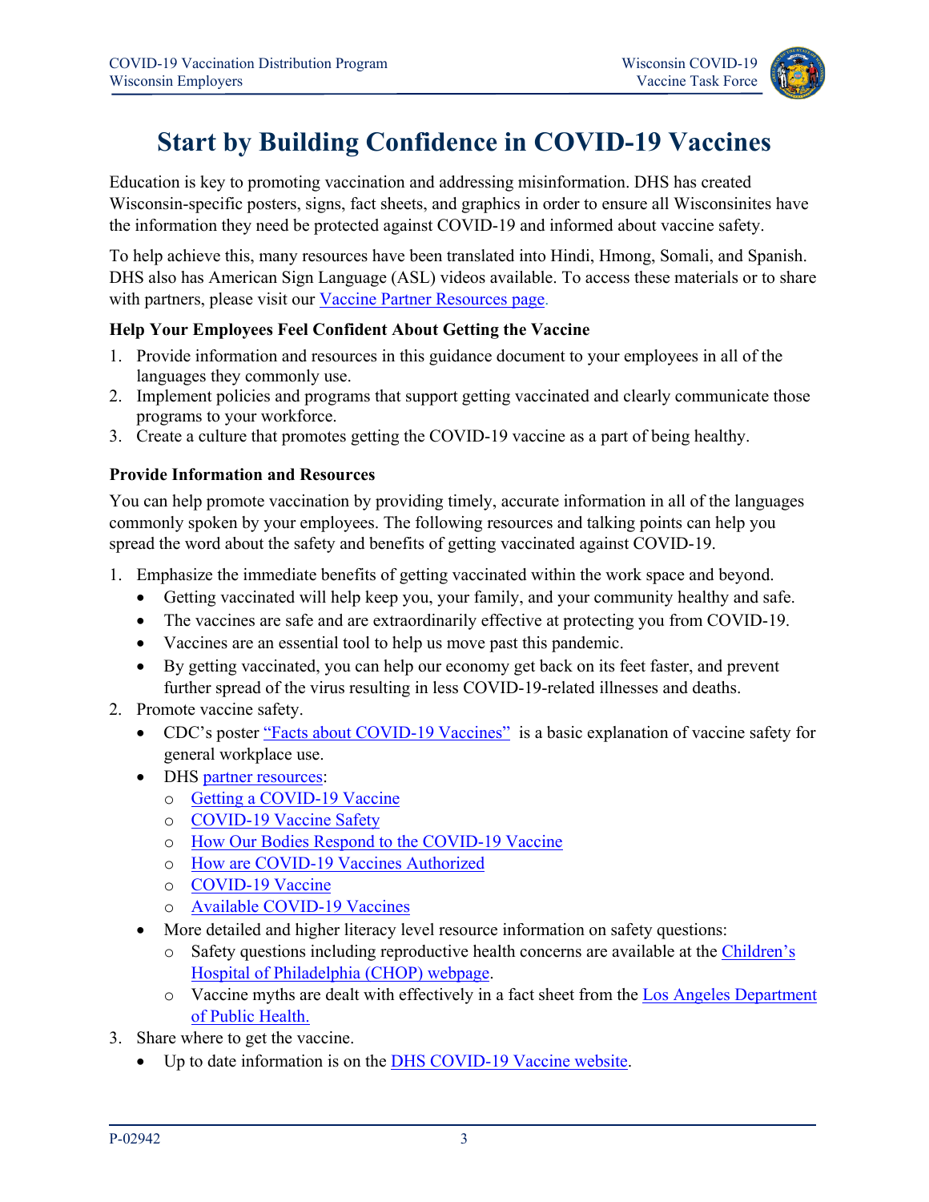# Start by Building Confidence in COVID-19 Vaccines

Education is key to promoting vaccination and addressing misinformation. DHS has created Wisconsin-specific posters, signs, fact sheets, and graphics in order to ensure all Wisconsinites have the information they need be protected against COVID-19 and informed about vaccine safety.

To help achieve this, many resources have been translated into Hindi, Hmong, Somali, and Spanish. DHS also has American Sign Language (ASL) videos available. To access these materials or to share with partners, please visit our Vaccine Partner Resources page.

### Help Your Employees Feel Confident About Getting the Vaccine

1. Provide information and resources in this guidance document to your employees in all of the languages they commonly use.
2. Implement policies and programs that support getting vaccinated and clearly communicate those programs to your workforce.
3. Create a culture that promotes getting the COVID-19 vaccine as a part of being healthy.

### Provide Information and Resources

You can help promote vaccination by providing timely, accurate information in all of the languages commonly spoken by your employees. The following resources and talking points can help you spread the word about the safety and benefits of getting vaccinated against COVID-19.

1. Emphasize the immediate benefits of getting vaccinated within the work space and beyond.
   - Getting vaccinated will help keep you, your family, and your community healthy and safe.
   - The vaccines are safe and are extraordinarily effective at protecting you from COVID-19.
   - Vaccines are an essential tool to help us move past this pandemic.
   - By getting vaccinated, you can help our economy get back on its feet faster, and prevent further spread of the virus resulting in less COVID-19-related illnesses and deaths.
2. Promote vaccine safety.
   - CDC's poster "Facts about COVID-19 Vaccines" is a basic explanation of vaccine safety for general workplace use.
   - DHS partner resources:
     - Getting a COVID-19 Vaccine
     - COVID-19 Vaccine Safety
     - How Our Bodies Respond to the COVID-19 Vaccine
     - How are COVID-19 Vaccines Authorized
     - COVID-19 Vaccine
     - Available COVID-19 Vaccines
   - More detailed and higher literacy level resource information on safety questions:
     - Safety questions including reproductive health concerns are available at the Children's Hospital of Philadelphia (CHOP) webpage.
     - Vaccine myths are dealt with effectively in a fact sheet from the Los Angeles Department of Public Health.
3. Share where to get the vaccine.
   - Up to date information is on the DHS COVID-19 Vaccine website.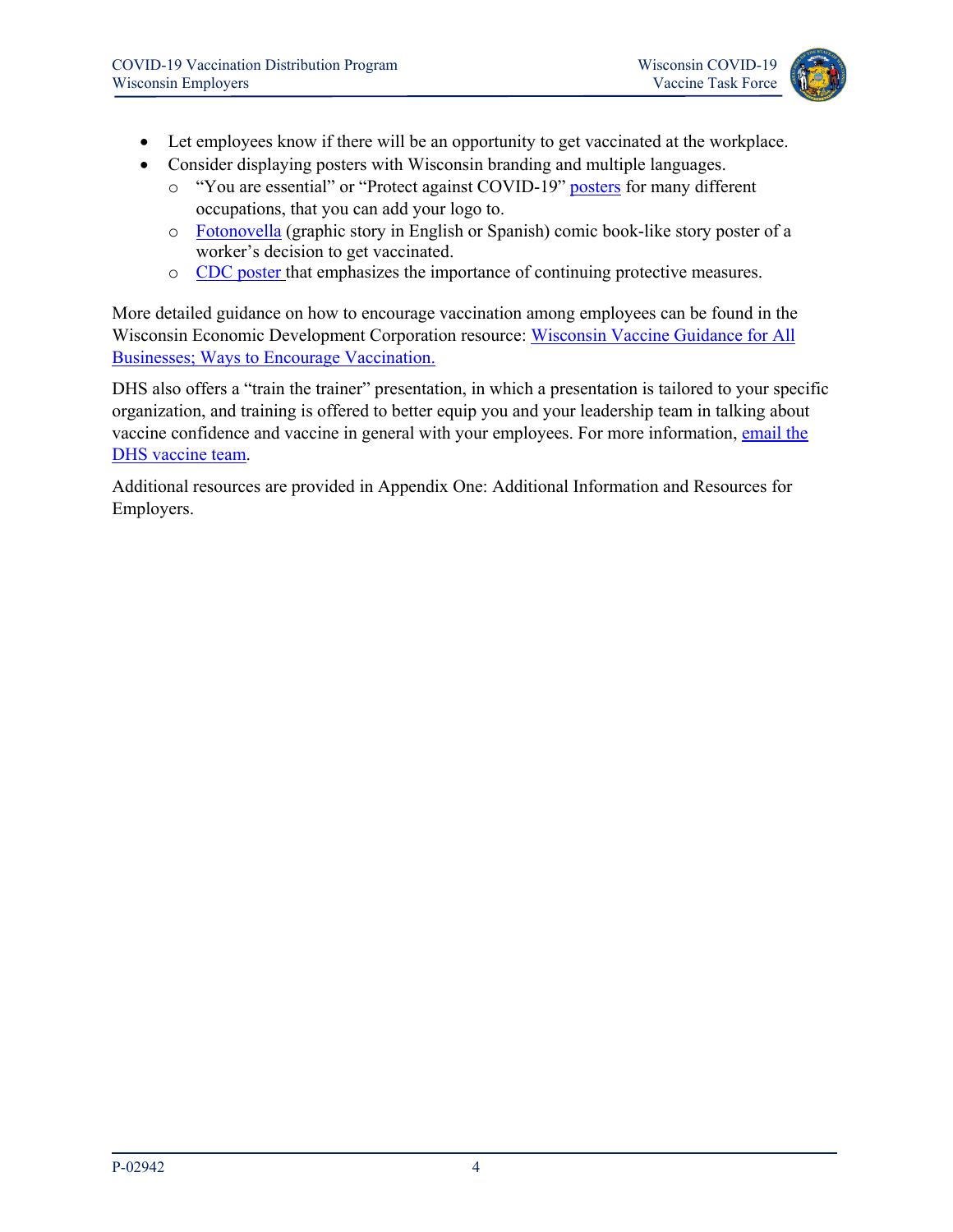- Let employees know if there will be an opportunity to get vaccinated at the workplace.
- Consider displaying posters with Wisconsin branding and multiple languages.
  - "You are essential" or "Protect against COVID-19" posters for many different occupations, that you can add your logo to.
  - Fotonovella (graphic story in English or Spanish) comic book-like story poster of a worker's decision to get vaccinated.
  - CDC poster that emphasizes the importance of continuing protective measures.

More detailed guidance on how to encourage vaccination among employees can be found in the Wisconsin Economic Development Corporation resource: Wisconsin Vaccine Guidance for All Businesses; Ways to Encourage Vaccination.

DHS also offers a "train the trainer" presentation, in which a presentation is tailored to your specific organization, and training is offered to better equip you and your leadership team in talking about vaccine confidence and vaccine in general with your employees. For more information, email the DHS vaccine team.

Additional resources are provided in Appendix One: Additional Information and Resources for Employers.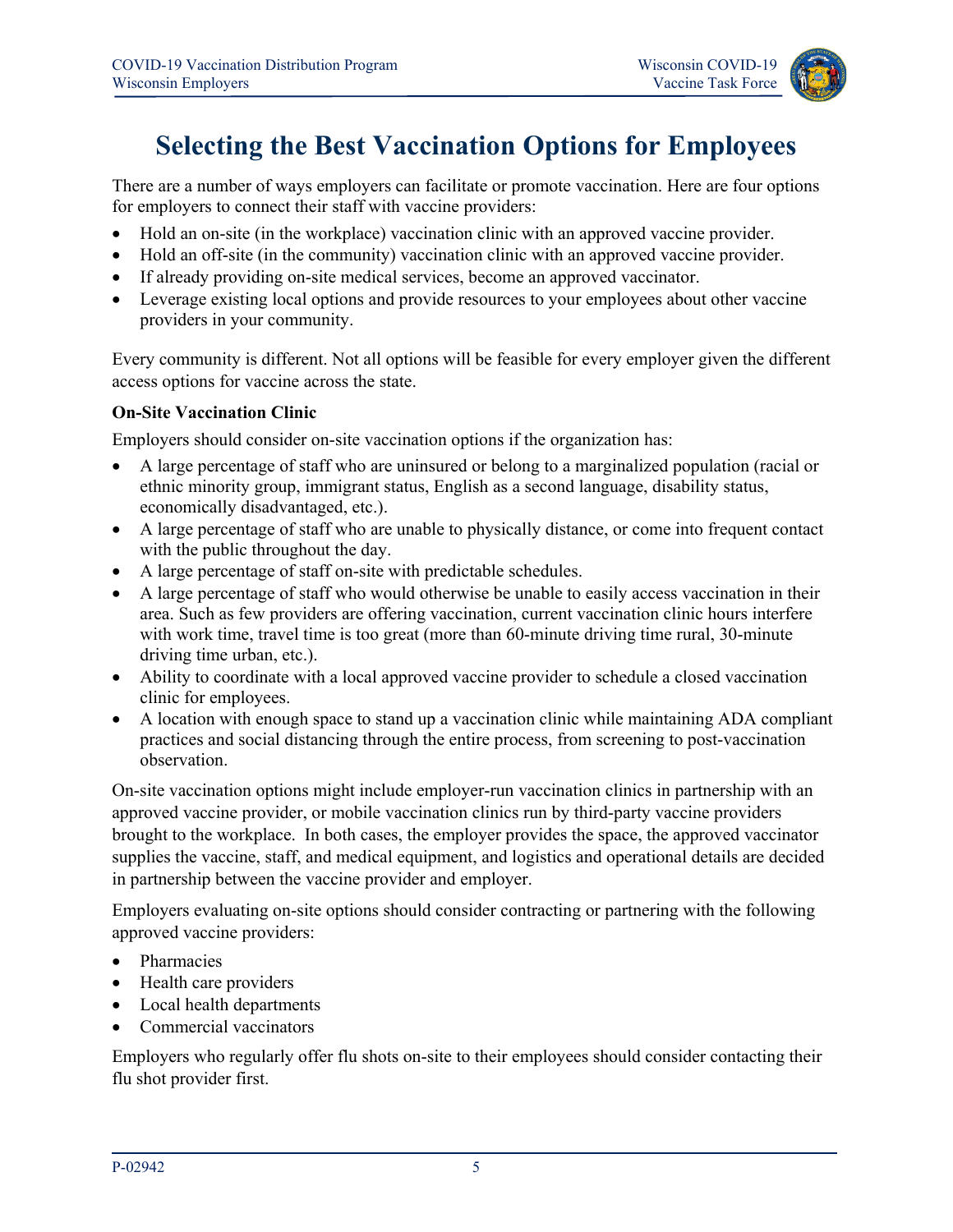# Selecting the Best Vaccination Options for Employees

There are a number of ways employers can facilitate or promote vaccination. Here are four options for employers to connect their staff with vaccine providers:

- Hold an on-site (in the workplace) vaccination clinic with an approved vaccine provider.
- Hold an off-site (in the community) vaccination clinic with an approved vaccine provider.
- If already providing on-site medical services, become an approved vaccinator.
- Leverage existing local options and provide resources to your employees about other vaccine providers in your community.

Every community is different. Not all options will be feasible for every employer given the different access options for vaccine across the state.

**On-Site Vaccination Clinic**

Employers should consider on-site vaccination options if the organization has:

- A large percentage of staff who are uninsured or belong to a marginalized population (racial or ethnic minority group, immigrant status, English as a second language, disability status, economically disadvantaged, etc.).
- A large percentage of staff who are unable to physically distance, or come into frequent contact with the public throughout the day.
- A large percentage of staff on-site with predictable schedules.
- A large percentage of staff who would otherwise be unable to easily access vaccination in their area. Such as few providers are offering vaccination, current vaccination clinic hours interfere with work time, travel time is too great (more than 60-minute driving time rural, 30-minute driving time urban, etc.).
- Ability to coordinate with a local approved vaccine provider to schedule a closed vaccination clinic for employees.
- A location with enough space to stand up a vaccination clinic while maintaining ADA compliant practices and social distancing through the entire process, from screening to post-vaccination observation.

On-site vaccination options might include employer-run vaccination clinics in partnership with an approved vaccine provider, or mobile vaccination clinics run by third-party vaccine providers brought to the workplace. In both cases, the employer provides the space, the approved vaccinator supplies the vaccine, staff, and medical equipment, and logistics and operational details are decided in partnership between the vaccine provider and employer.

Employers evaluating on-site options should consider contracting or partnering with the following approved vaccine providers:

- Pharmacies
- Health care providers
- Local health departments
- Commercial vaccinators

Employers who regularly offer flu shots on-site to their employees should consider contacting their flu shot provider first.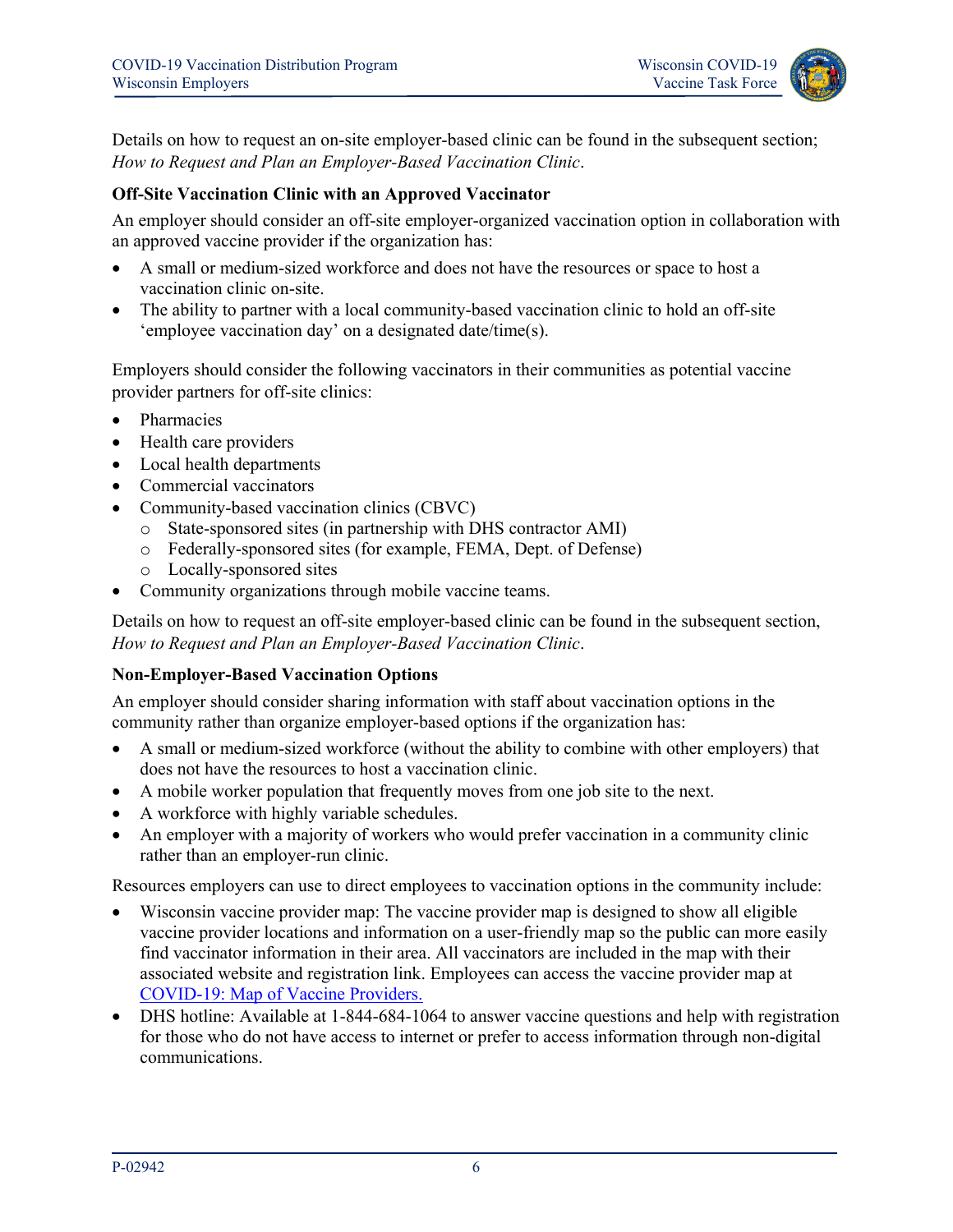Details on how to request an on-site employer-based clinic can be found in the subsequent section; *How to Request and Plan an Employer-Based Vaccination Clinic*.

**Off-Site Vaccination Clinic with an Approved Vaccinator**

An employer should consider an off-site employer-organized vaccination option in collaboration with an approved vaccine provider if the organization has:

- A small or medium-sized workforce and does not have the resources or space to host a vaccination clinic on-site.
- The ability to partner with a local community-based vaccination clinic to hold an off-site 'employee vaccination day' on a designated date/time(s).

Employers should consider the following vaccinators in their communities as potential vaccine provider partners for off-site clinics:

- Pharmacies
- Health care providers
- Local health departments
- Commercial vaccinators
- Community-based vaccination clinics (CBVC)
  - State-sponsored sites (in partnership with DHS contractor AMI)
  - Federally-sponsored sites (for example, FEMA, Dept. of Defense)
  - Locally-sponsored sites
- Community organizations through mobile vaccine teams.

Details on how to request an off-site employer-based clinic can be found in the subsequent section, *How to Request and Plan an Employer-Based Vaccination Clinic*.

**Non-Employer-Based Vaccination Options**

An employer should consider sharing information with staff about vaccination options in the community rather than organize employer-based options if the organization has:

- A small or medium-sized workforce (without the ability to combine with other employers) that does not have the resources to host a vaccination clinic.
- A mobile worker population that frequently moves from one job site to the next.
- A workforce with highly variable schedules.
- An employer with a majority of workers who would prefer vaccination in a community clinic rather than an employer-run clinic.

Resources employers can use to direct employees to vaccination options in the community include:

- Wisconsin vaccine provider map: The vaccine provider map is designed to show all eligible vaccine provider locations and information on a user-friendly map so the public can more easily find vaccinator information in their area. All vaccinators are included in the map with their associated website and registration link. Employees can access the vaccine provider map at [COVID-19: Map of Vaccine Providers.]()
- DHS hotline: Available at 1-844-684-1064 to answer vaccine questions and help with registration for those who do not have access to internet or prefer to access information through non-digital communications.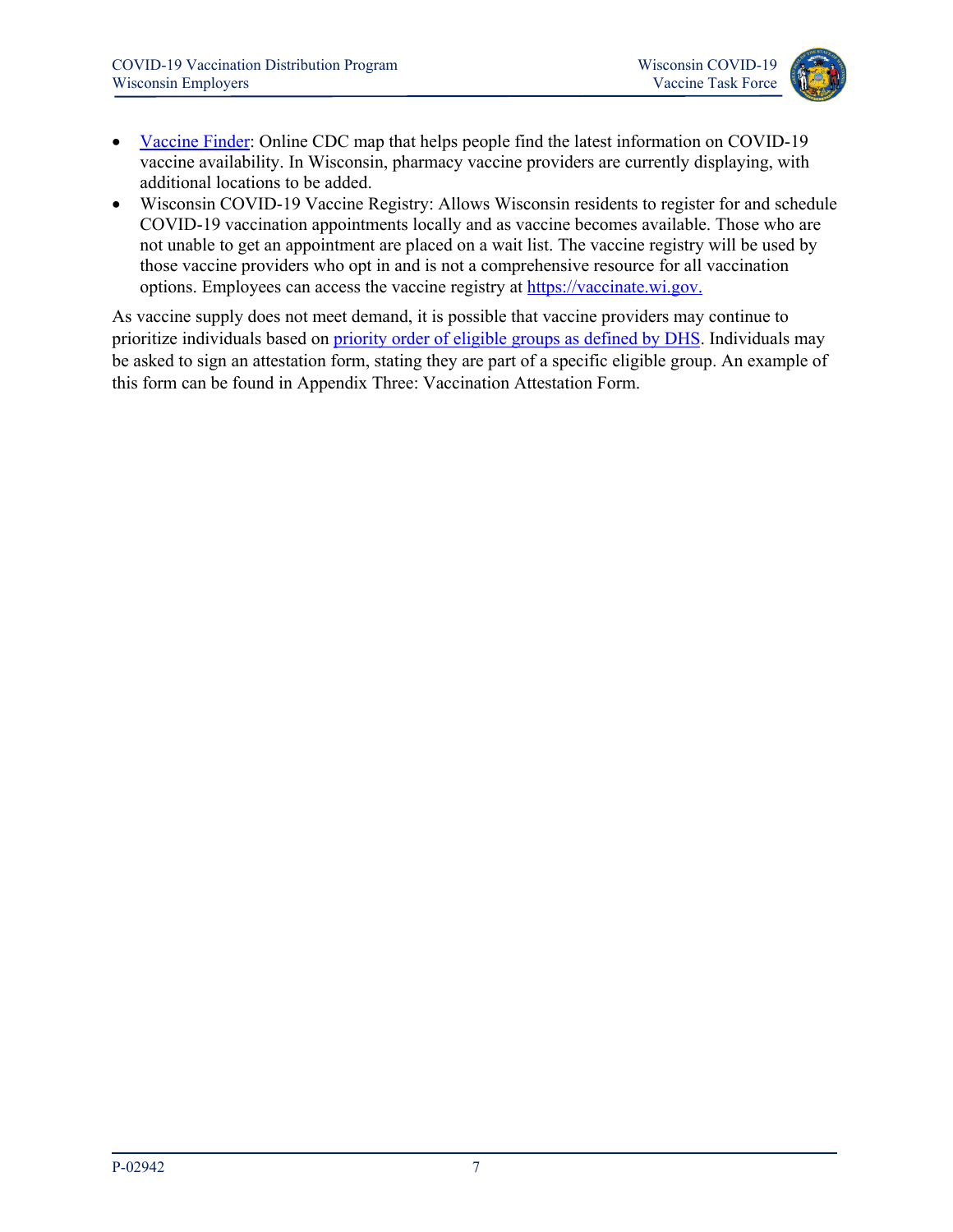- [Vaccine Finder](): Online CDC map that helps people find the latest information on COVID-19 vaccine availability. In Wisconsin, pharmacy vaccine providers are currently displaying, with additional locations to be added.
- Wisconsin COVID-19 Vaccine Registry: Allows Wisconsin residents to register for and schedule COVID-19 vaccination appointments locally and as vaccine becomes available. Those who are not unable to get an appointment are placed on a wait list. The vaccine registry will be used by those vaccine providers who opt in and is not a comprehensive resource for all vaccination options. Employees can access the vaccine registry at [https://vaccinate.wi.gov.](https://vaccinate.wi.gov)

As vaccine supply does not meet demand, it is possible that vaccine providers may continue to prioritize individuals based on [priority order of eligible groups as defined by DHS](). Individuals may be asked to sign an attestation form, stating they are part of a specific eligible group. An example of this form can be found in Appendix Three: Vaccination Attestation Form.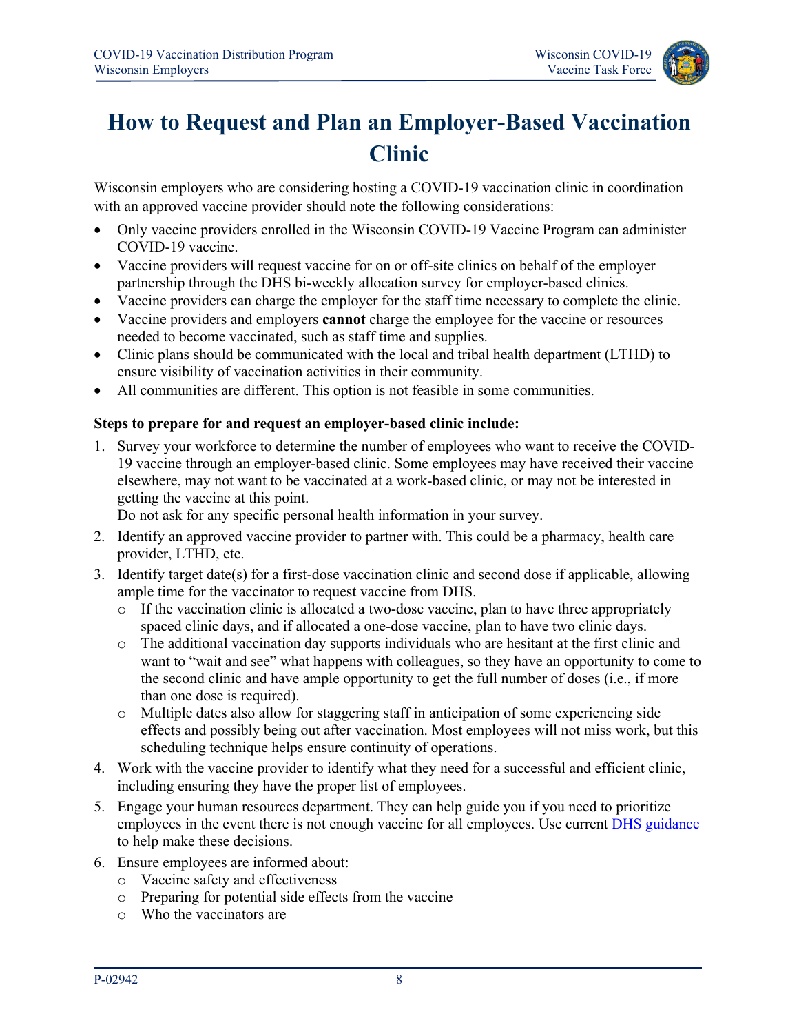# How to Request and Plan an Employer-Based Vaccination Clinic

Wisconsin employers who are considering hosting a COVID-19 vaccination clinic in coordination with an approved vaccine provider should note the following considerations:

- Only vaccine providers enrolled in the Wisconsin COVID-19 Vaccine Program can administer COVID-19 vaccine.
- Vaccine providers will request vaccine for on or off-site clinics on behalf of the employer partnership through the DHS bi-weekly allocation survey for employer-based clinics.
- Vaccine providers can charge the employer for the staff time necessary to complete the clinic.
- Vaccine providers and employers **cannot** charge the employee for the vaccine or resources needed to become vaccinated, such as staff time and supplies.
- Clinic plans should be communicated with the local and tribal health department (LTHD) to ensure visibility of vaccination activities in their community.
- All communities are different. This option is not feasible in some communities.

**Steps to prepare for and request an employer-based clinic include:**

1. Survey your workforce to determine the number of employees who want to receive the COVID-19 vaccine through an employer-based clinic. Some employees may have received their vaccine elsewhere, may not want to be vaccinated at a work-based clinic, or may not be interested in getting the vaccine at this point.
   Do not ask for any specific personal health information in your survey.
2. Identify an approved vaccine provider to partner with. This could be a pharmacy, health care provider, LTHD, etc.
3. Identify target date(s) for a first-dose vaccination clinic and second dose if applicable, allowing ample time for the vaccinator to request vaccine from DHS.
   - If the vaccination clinic is allocated a two-dose vaccine, plan to have three appropriately spaced clinic days, and if allocated a one-dose vaccine, plan to have two clinic days.
   - The additional vaccination day supports individuals who are hesitant at the first clinic and want to "wait and see" what happens with colleagues, so they have an opportunity to come to the second clinic and have ample opportunity to get the full number of doses (i.e., if more than one dose is required).
   - Multiple dates also allow for staggering staff in anticipation of some experiencing side effects and possibly being out after vaccination. Most employees will not miss work, but this scheduling technique helps ensure continuity of operations.
4. Work with the vaccine provider to identify what they need for a successful and efficient clinic, including ensuring they have the proper list of employees.
5. Engage your human resources department. They can help guide you if you need to prioritize employees in the event there is not enough vaccine for all employees. Use current DHS guidance to help make these decisions.
6. Ensure employees are informed about:
   - Vaccine safety and effectiveness
   - Preparing for potential side effects from the vaccine
   - Who the vaccinators are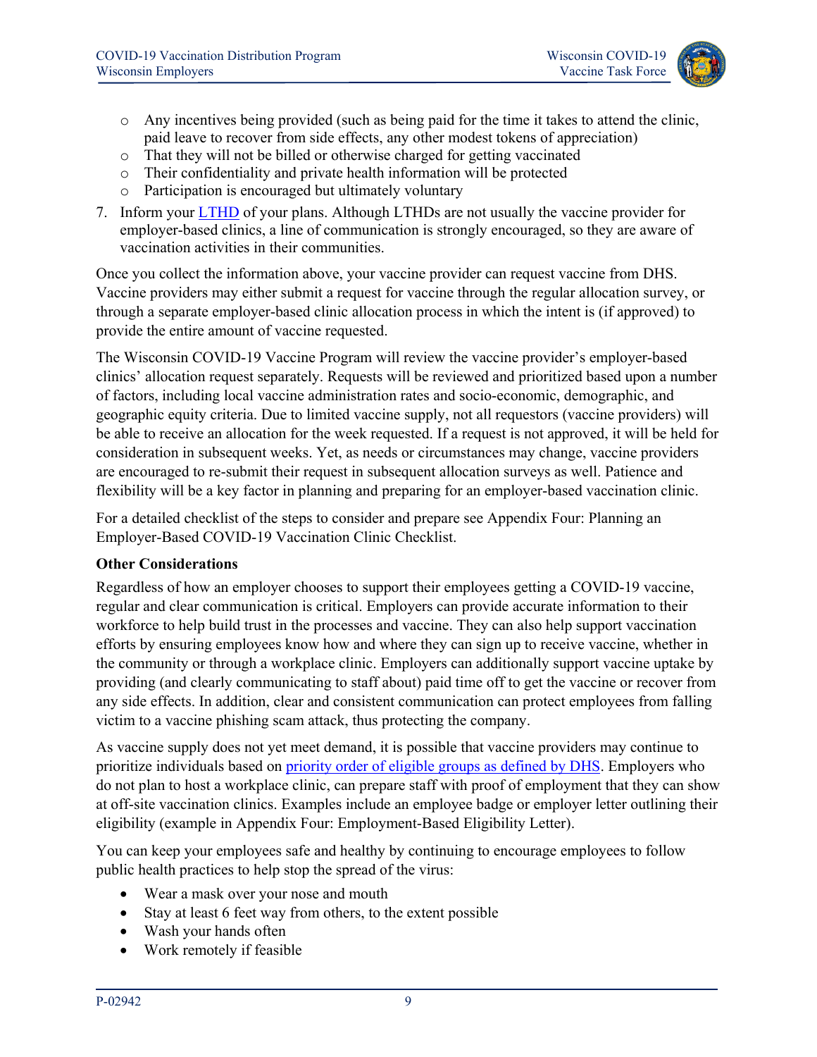- Any incentives being provided (such as being paid for the time it takes to attend the clinic, paid leave to recover from side effects, any other modest tokens of appreciation)
  - That they will not be billed or otherwise charged for getting vaccinated
  - Their confidentiality and private health information will be protected
  - Participation is encouraged but ultimately voluntary

7. Inform your LTHD of your plans. Although LTHDs are not usually the vaccine provider for employer-based clinics, a line of communication is strongly encouraged, so they are aware of vaccination activities in their communities.

Once you collect the information above, your vaccine provider can request vaccine from DHS. Vaccine providers may either submit a request for vaccine through the regular allocation survey, or through a separate employer-based clinic allocation process in which the intent is (if approved) to provide the entire amount of vaccine requested.

The Wisconsin COVID-19 Vaccine Program will review the vaccine provider's employer-based clinics' allocation request separately. Requests will be reviewed and prioritized based upon a number of factors, including local vaccine administration rates and socio-economic, demographic, and geographic equity criteria. Due to limited vaccine supply, not all requestors (vaccine providers) will be able to receive an allocation for the week requested. If a request is not approved, it will be held for consideration in subsequent weeks. Yet, as needs or circumstances may change, vaccine providers are encouraged to re-submit their request in subsequent allocation surveys as well. Patience and flexibility will be a key factor in planning and preparing for an employer-based vaccination clinic.

For a detailed checklist of the steps to consider and prepare see Appendix Four: Planning an Employer-Based COVID-19 Vaccination Clinic Checklist.

**Other Considerations**

Regardless of how an employer chooses to support their employees getting a COVID-19 vaccine, regular and clear communication is critical. Employers can provide accurate information to their workforce to help build trust in the processes and vaccine. They can also help support vaccination efforts by ensuring employees know how and where they can sign up to receive vaccine, whether in the community or through a workplace clinic. Employers can additionally support vaccine uptake by providing (and clearly communicating to staff about) paid time off to get the vaccine or recover from any side effects. In addition, clear and consistent communication can protect employees from falling victim to a vaccine phishing scam attack, thus protecting the company.

As vaccine supply does not yet meet demand, it is possible that vaccine providers may continue to prioritize individuals based on priority order of eligible groups as defined by DHS. Employers who do not plan to host a workplace clinic, can prepare staff with proof of employment that they can show at off-site vaccination clinics. Examples include an employee badge or employer letter outlining their eligibility (example in Appendix Four: Employment-Based Eligibility Letter).

You can keep your employees safe and healthy by continuing to encourage employees to follow public health practices to help stop the spread of the virus:

- Wear a mask over your nose and mouth
- Stay at least 6 feet way from others, to the extent possible
- Wash your hands often
- Work remotely if feasible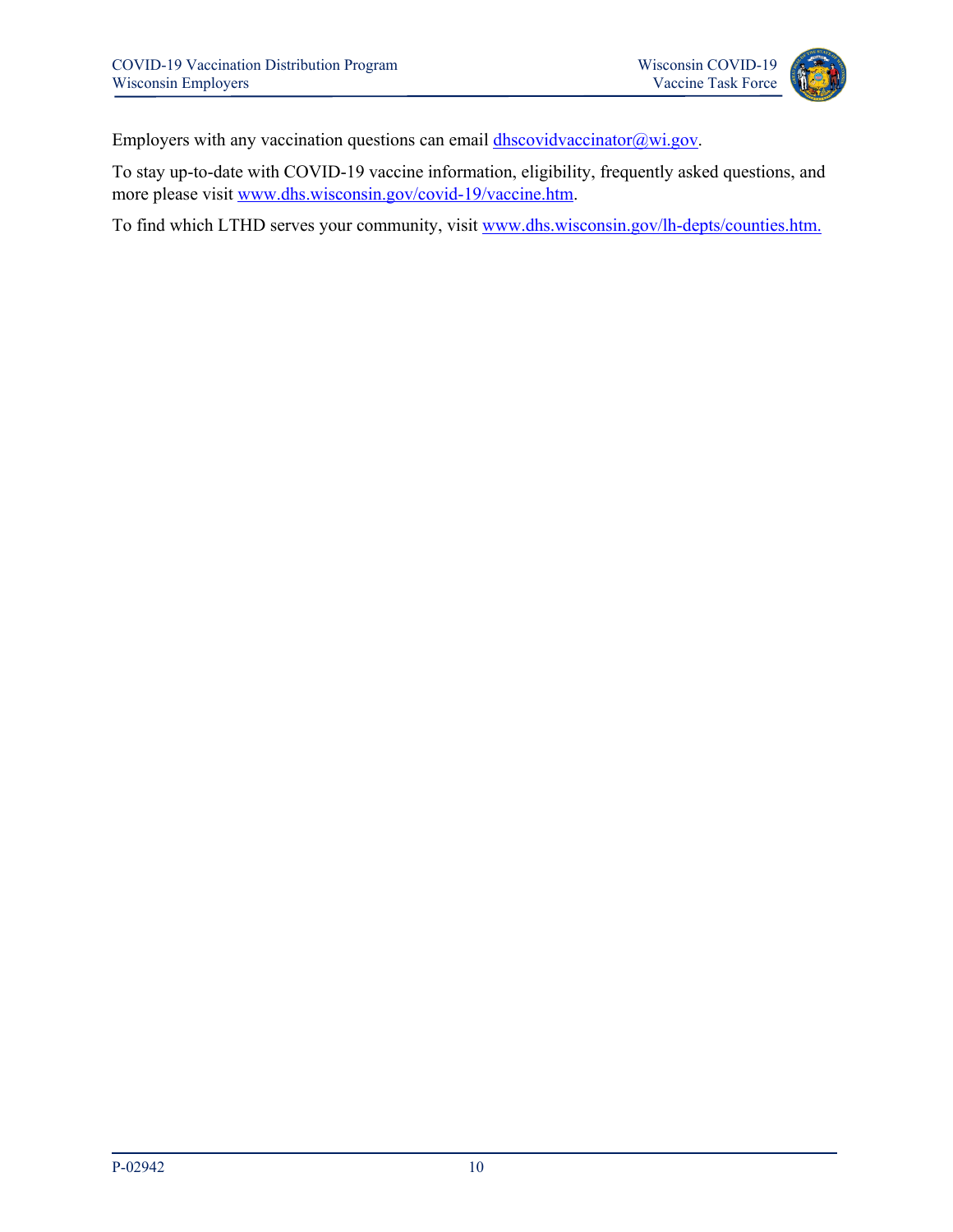Employers with any vaccination questions can email dhscovidvaccinator@wi.gov.

To stay up-to-date with COVID-19 vaccine information, eligibility, frequently asked questions, and more please visit www.dhs.wisconsin.gov/covid-19/vaccine.htm.

To find which LTHD serves your community, visit www.dhs.wisconsin.gov/lh-depts/counties.htm.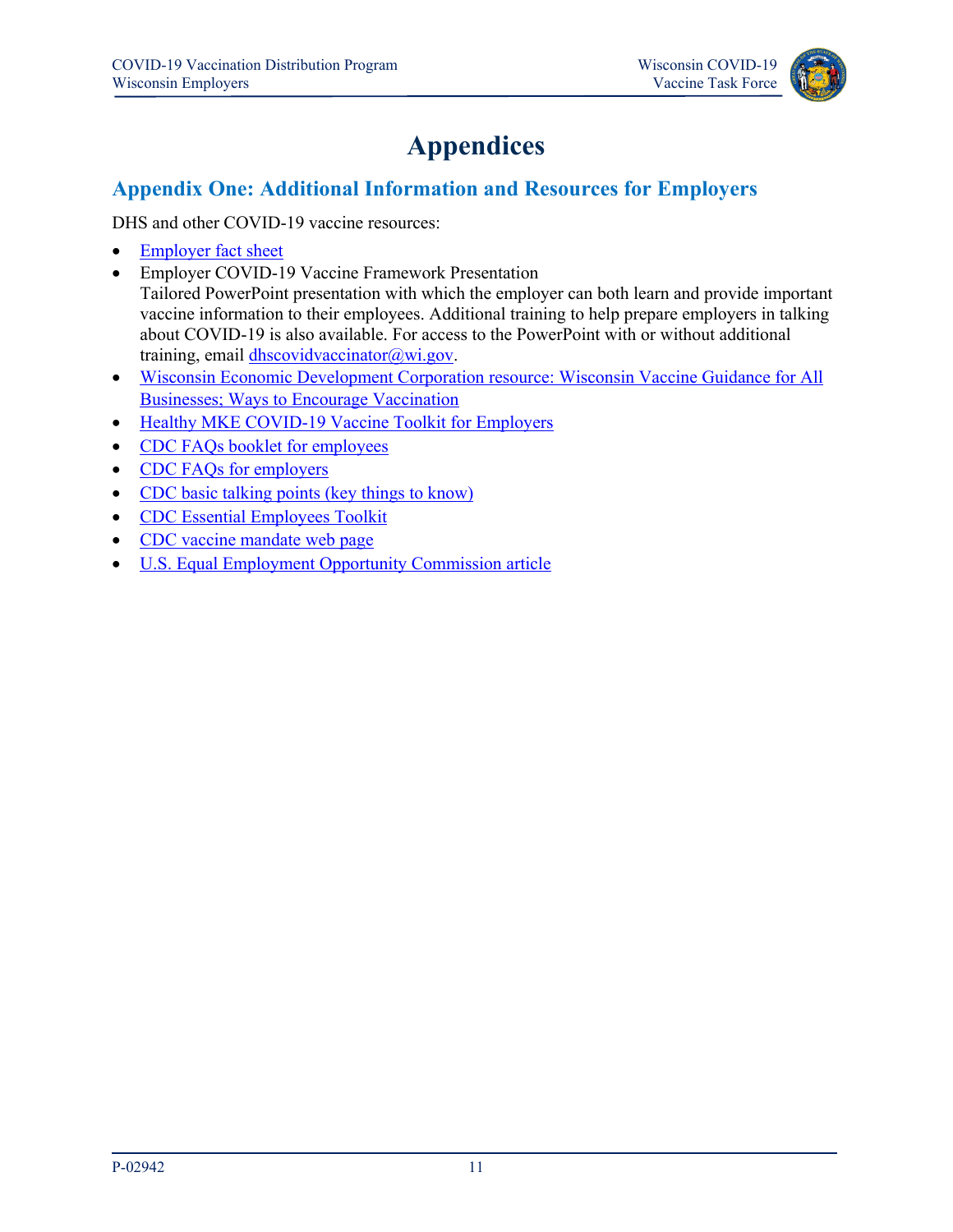# Appendices

## Appendix One: Additional Information and Resources for Employers

DHS and other COVID-19 vaccine resources:

- Employer fact sheet
- Employer COVID-19 Vaccine Framework Presentation
  Tailored PowerPoint presentation with which the employer can both learn and provide important vaccine information to their employees. Additional training to help prepare employers in talking about COVID-19 is also available. For access to the PowerPoint with or without additional training, email dhscovidvaccinator@wi.gov.
- Wisconsin Economic Development Corporation resource: Wisconsin Vaccine Guidance for All Businesses; Ways to Encourage Vaccination
- Healthy MKE COVID-19 Vaccine Toolkit for Employers
- CDC FAQs booklet for employees
- CDC FAQs for employers
- CDC basic talking points (key things to know)
- CDC Essential Employees Toolkit
- CDC vaccine mandate web page
- U.S. Equal Employment Opportunity Commission article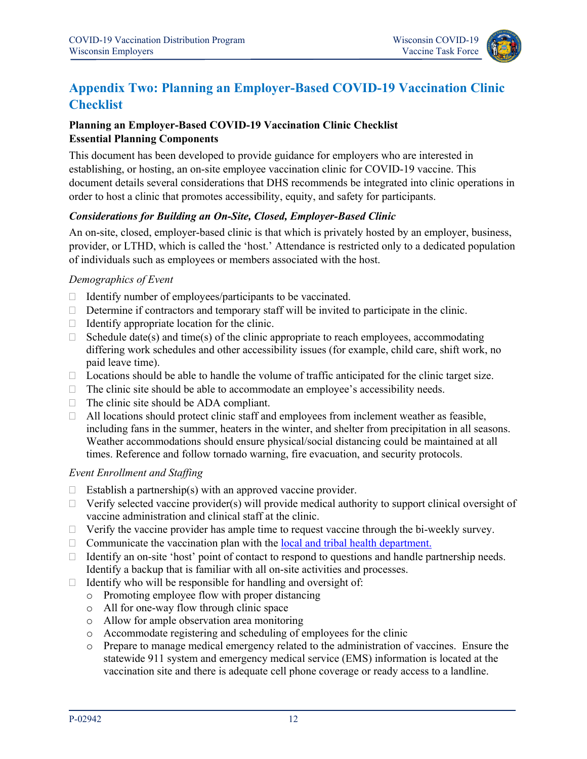# Appendix Two: Planning an Employer-Based COVID-19 Vaccination Clinic Checklist

**Planning an Employer-Based COVID-19 Vaccination Clinic Checklist**
**Essential Planning Components**

This document has been developed to provide guidance for employers who are interested in establishing, or hosting, an on-site employee vaccination clinic for COVID-19 vaccine. This document details several considerations that DHS recommends be integrated into clinic operations in order to host a clinic that promotes accessibility, equity, and safety for participants.

***Considerations for Building an On-Site, Closed, Employer-Based Clinic***

An on-site, closed, employer-based clinic is that which is privately hosted by an employer, business, provider, or LTHD, which is called the 'host.' Attendance is restricted only to a dedicated population of individuals such as employees or members associated with the host.

*Demographics of Event*

- ☐ Identify number of employees/participants to be vaccinated.
- ☐ Determine if contractors and temporary staff will be invited to participate in the clinic.
- ☐ Identify appropriate location for the clinic.
- ☐ Schedule date(s) and time(s) of the clinic appropriate to reach employees, accommodating differing work schedules and other accessibility issues (for example, child care, shift work, no paid leave time).
- ☐ Locations should be able to handle the volume of traffic anticipated for the clinic target size.
- ☐ The clinic site should be able to accommodate an employee's accessibility needs.
- ☐ The clinic site should be ADA compliant.
- ☐ All locations should protect clinic staff and employees from inclement weather as feasible, including fans in the summer, heaters in the winter, and shelter from precipitation in all seasons. Weather accommodations should ensure physical/social distancing could be maintained at all times. Reference and follow tornado warning, fire evacuation, and security protocols.

*Event Enrollment and Staffing*

- ☐ Establish a partnership(s) with an approved vaccine provider.
- ☐ Verify selected vaccine provider(s) will provide medical authority to support clinical oversight of vaccine administration and clinical staff at the clinic.
- ☐ Verify the vaccine provider has ample time to request vaccine through the bi-weekly survey.
- ☐ Communicate the vaccination plan with the local and tribal health department.
- ☐ Identify an on-site 'host' point of contact to respond to questions and handle partnership needs. Identify a backup that is familiar with all on-site activities and processes.
- ☐ Identify who will be responsible for handling and oversight of:
    - Promoting employee flow with proper distancing
    - All for one-way flow through clinic space
    - Allow for ample observation area monitoring
    - Accommodate registering and scheduling of employees for the clinic
    - Prepare to manage medical emergency related to the administration of vaccines. Ensure the statewide 911 system and emergency medical service (EMS) information is located at the vaccination site and there is adequate cell phone coverage or ready access to a landline.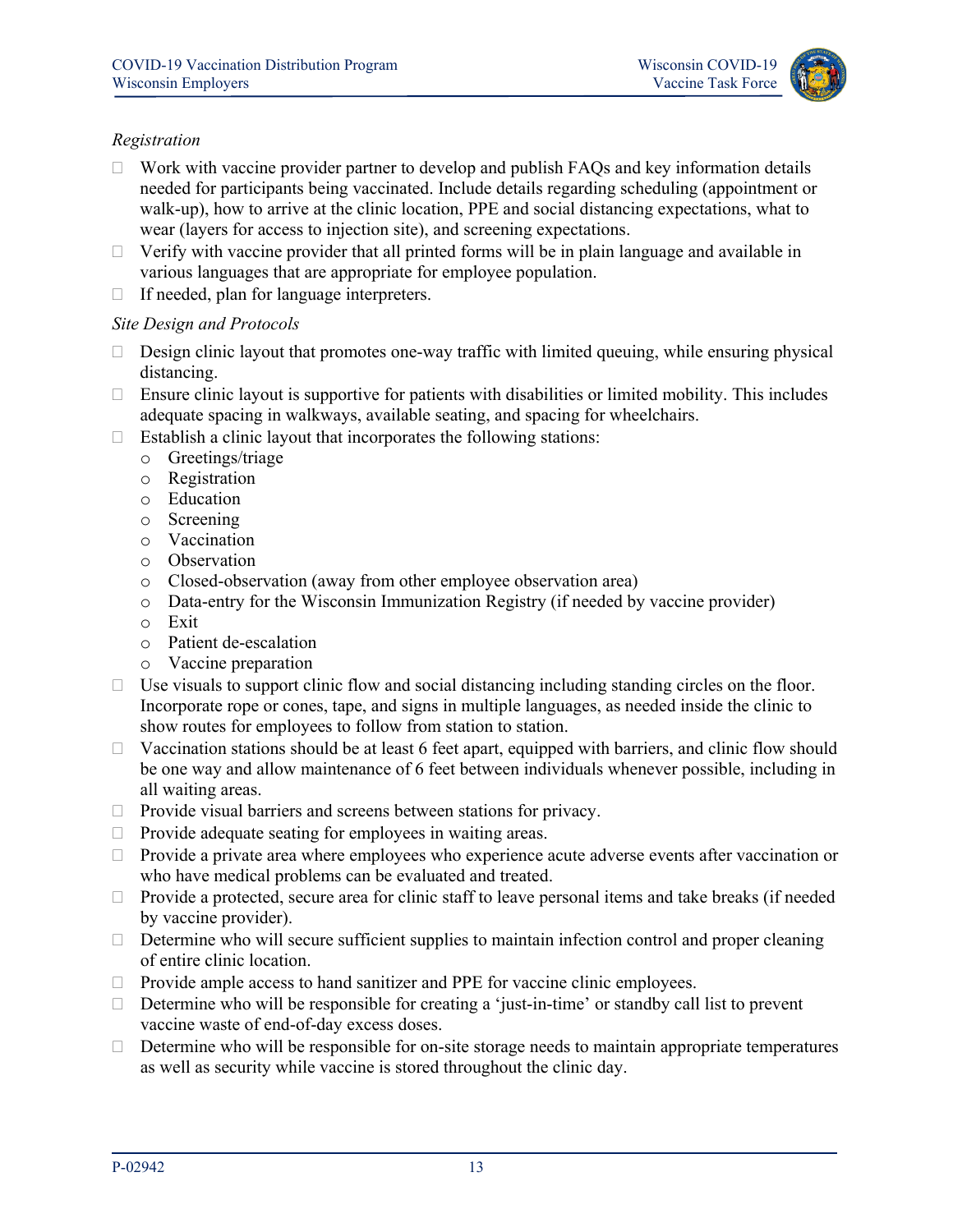*Registration*

- Work with vaccine provider partner to develop and publish FAQs and key information details needed for participants being vaccinated. Include details regarding scheduling (appointment or walk-up), how to arrive at the clinic location, PPE and social distancing expectations, what to wear (layers for access to injection site), and screening expectations.
- Verify with vaccine provider that all printed forms will be in plain language and available in various languages that are appropriate for employee population.
- If needed, plan for language interpreters.

*Site Design and Protocols*

- Design clinic layout that promotes one-way traffic with limited queuing, while ensuring physical distancing.
- Ensure clinic layout is supportive for patients with disabilities or limited mobility. This includes adequate spacing in walkways, available seating, and spacing for wheelchairs.
- Establish a clinic layout that incorporates the following stations:
  - Greetings/triage
  - Registration
  - Education
  - Screening
  - Vaccination
  - Observation
  - Closed-observation (away from other employee observation area)
  - Data-entry for the Wisconsin Immunization Registry (if needed by vaccine provider)
  - Exit
  - Patient de-escalation
  - Vaccine preparation
- Use visuals to support clinic flow and social distancing including standing circles on the floor. Incorporate rope or cones, tape, and signs in multiple languages, as needed inside the clinic to show routes for employees to follow from station to station.
- Vaccination stations should be at least 6 feet apart, equipped with barriers, and clinic flow should be one way and allow maintenance of 6 feet between individuals whenever possible, including in all waiting areas.
- Provide visual barriers and screens between stations for privacy.
- Provide adequate seating for employees in waiting areas.
- Provide a private area where employees who experience acute adverse events after vaccination or who have medical problems can be evaluated and treated.
- Provide a protected, secure area for clinic staff to leave personal items and take breaks (if needed by vaccine provider).
- Determine who will secure sufficient supplies to maintain infection control and proper cleaning of entire clinic location.
- Provide ample access to hand sanitizer and PPE for vaccine clinic employees.
- Determine who will be responsible for creating a 'just-in-time' or standby call list to prevent vaccine waste of end-of-day excess doses.
- Determine who will be responsible for on-site storage needs to maintain appropriate temperatures as well as security while vaccine is stored throughout the clinic day.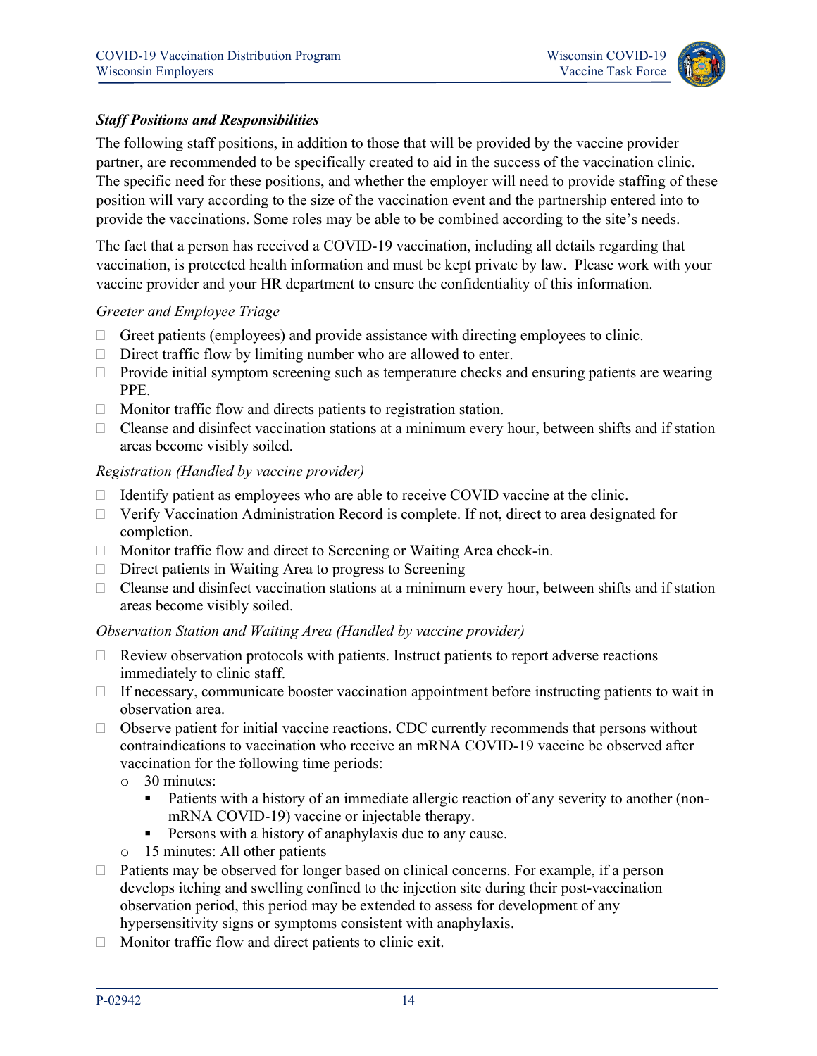### *Staff Positions and Responsibilities*

The following staff positions, in addition to those that will be provided by the vaccine provider partner, are recommended to be specifically created to aid in the success of the vaccination clinic. The specific need for these positions, and whether the employer will need to provide staffing of these position will vary according to the size of the vaccination event and the partnership entered into to provide the vaccinations. Some roles may be able to be combined according to the site's needs.

The fact that a person has received a COVID-19 vaccination, including all details regarding that vaccination, is protected health information and must be kept private by law. Please work with your vaccine provider and your HR department to ensure the confidentiality of this information.

*Greeter and Employee Triage*

- Greet patients (employees) and provide assistance with directing employees to clinic.
- Direct traffic flow by limiting number who are allowed to enter.
- Provide initial symptom screening such as temperature checks and ensuring patients are wearing PPE.
- Monitor traffic flow and directs patients to registration station.
- Cleanse and disinfect vaccination stations at a minimum every hour, between shifts and if station areas become visibly soiled.

*Registration (Handled by vaccine provider)*

- Identify patient as employees who are able to receive COVID vaccine at the clinic.
- Verify Vaccination Administration Record is complete. If not, direct to area designated for completion.
- Monitor traffic flow and direct to Screening or Waiting Area check-in.
- Direct patients in Waiting Area to progress to Screening
- Cleanse and disinfect vaccination stations at a minimum every hour, between shifts and if station areas become visibly soiled.

*Observation Station and Waiting Area (Handled by vaccine provider)*

- Review observation protocols with patients. Instruct patients to report adverse reactions immediately to clinic staff.
- If necessary, communicate booster vaccination appointment before instructing patients to wait in observation area.
- Observe patient for initial vaccine reactions. CDC currently recommends that persons without contraindications to vaccination who receive an mRNA COVID-19 vaccine be observed after vaccination for the following time periods:
  - 30 minutes:
    - Patients with a history of an immediate allergic reaction of any severity to another (non-mRNA COVID-19) vaccine or injectable therapy.
    - Persons with a history of anaphylaxis due to any cause.
  - 15 minutes: All other patients
- Patients may be observed for longer based on clinical concerns. For example, if a person develops itching and swelling confined to the injection site during their post-vaccination observation period, this period may be extended to assess for development of any hypersensitivity signs or symptoms consistent with anaphylaxis.
- Monitor traffic flow and direct patients to clinic exit.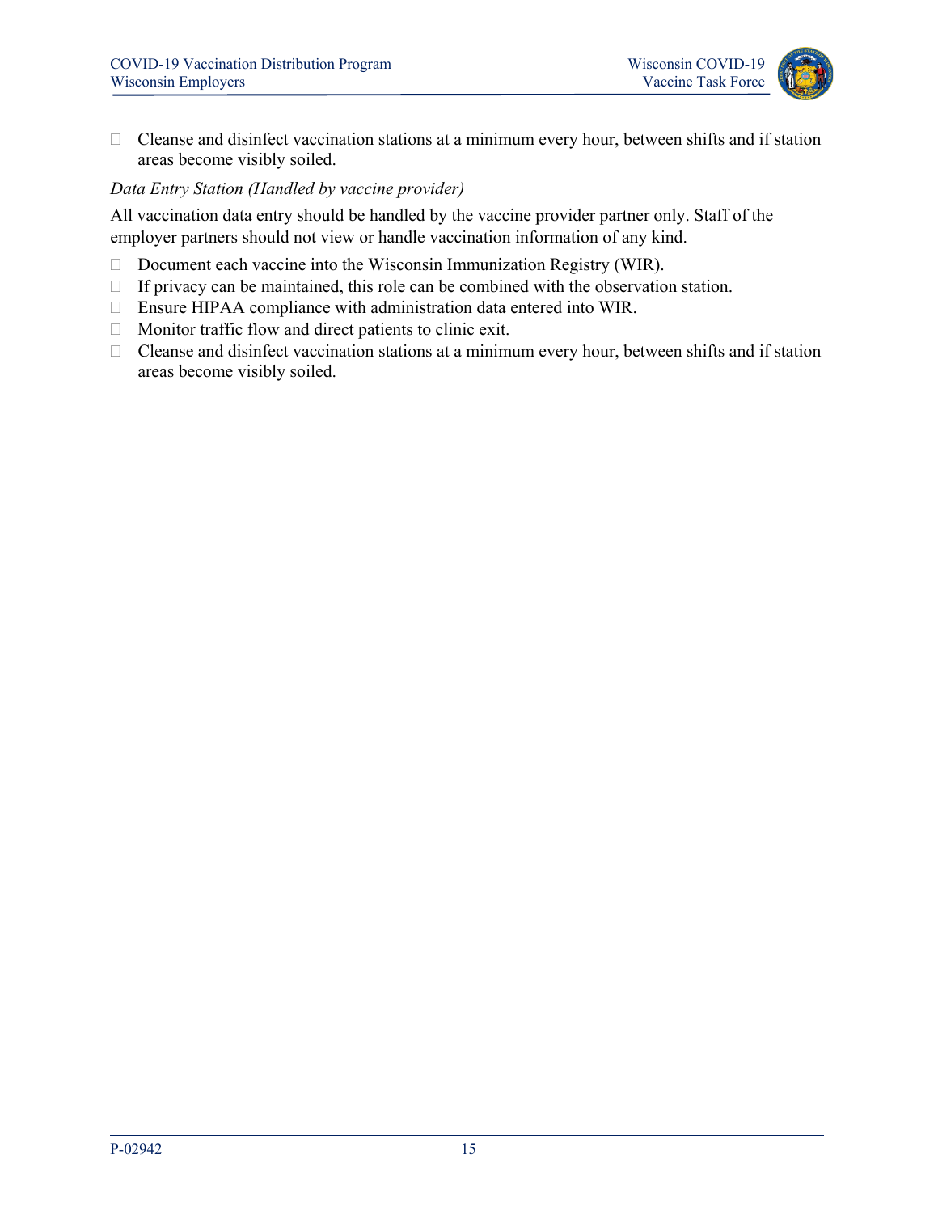- Cleanse and disinfect vaccination stations at a minimum every hour, between shifts and if station areas become visibly soiled.

*Data Entry Station (Handled by vaccine provider)*

All vaccination data entry should be handled by the vaccine provider partner only. Staff of the employer partners should not view or handle vaccination information of any kind.

- Document each vaccine into the Wisconsin Immunization Registry (WIR).
- If privacy can be maintained, this role can be combined with the observation station.
- Ensure HIPAA compliance with administration data entered into WIR.
- Monitor traffic flow and direct patients to clinic exit.
- Cleanse and disinfect vaccination stations at a minimum every hour, between shifts and if station areas become visibly soiled.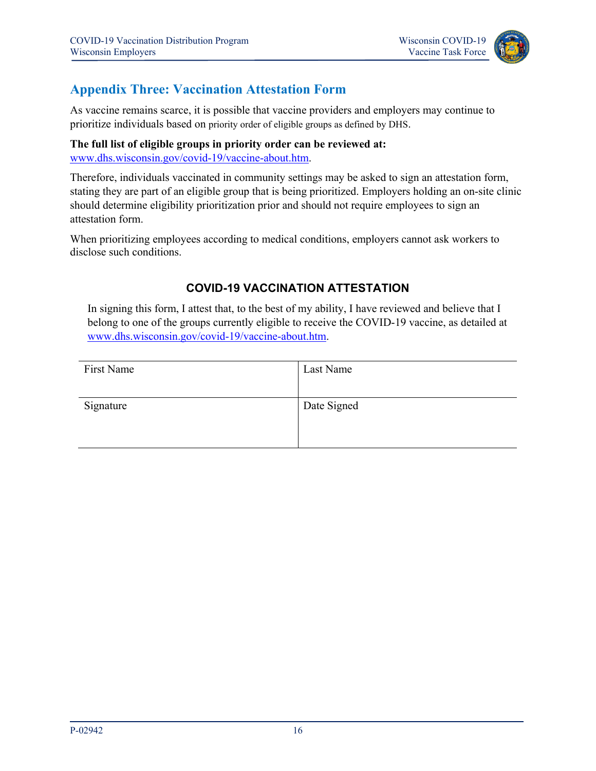## Appendix Three: Vaccination Attestation Form

As vaccine remains scarce, it is possible that vaccine providers and employers may continue to prioritize individuals based on priority order of eligible groups as defined by DHS.

**The full list of eligible groups in priority order can be reviewed at:** www.dhs.wisconsin.gov/covid-19/vaccine-about.htm.

Therefore, individuals vaccinated in community settings may be asked to sign an attestation form, stating they are part of an eligible group that is being prioritized. Employers holding an on-site clinic should determine eligibility prioritization prior and should not require employees to sign an attestation form.

When prioritizing employees according to medical conditions, employers cannot ask workers to disclose such conditions.

### COVID-19 VACCINATION ATTESTATION

In signing this form, I attest that, to the best of my ability, I have reviewed and believe that I belong to one of the groups currently eligible to receive the COVID-19 vaccine, as detailed at www.dhs.wisconsin.gov/covid-19/vaccine-about.htm.

| First Name | Last Name |
|---|---|
| Signature | Date Signed |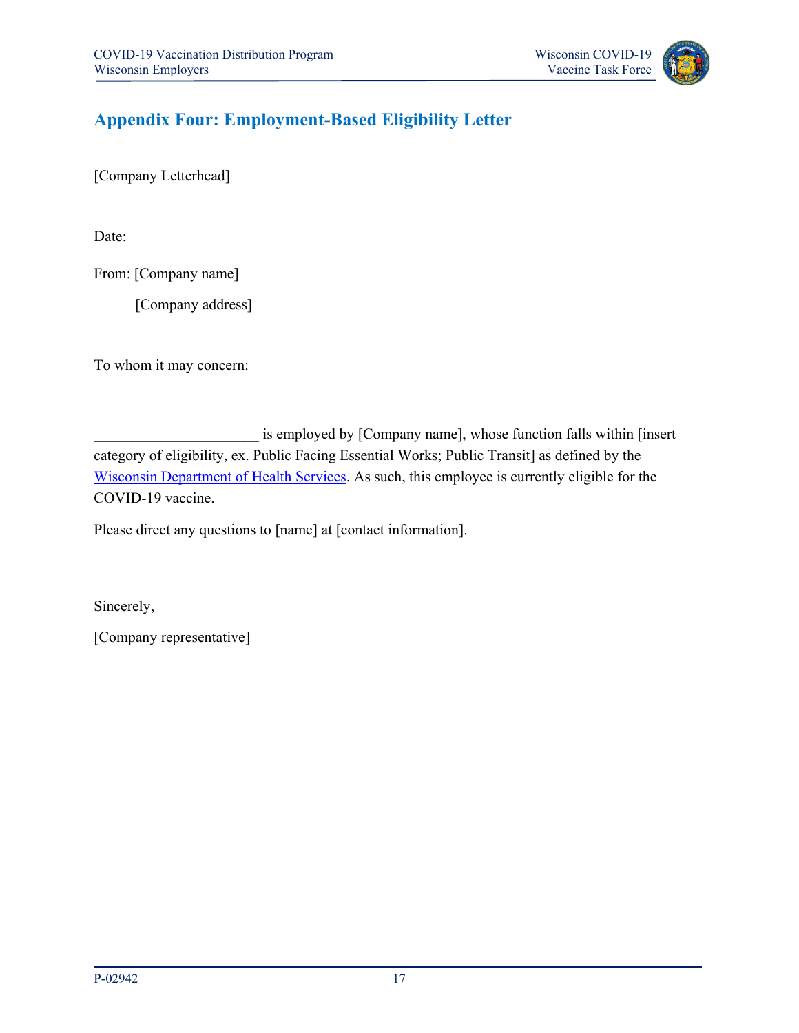## Appendix Four: Employment-Based Eligibility Letter

[Company Letterhead]

Date:

From: [Company name]

[Company address]

To whom it may concern:

_____________________ is employed by [Company name], whose function falls within [insert category of eligibility, ex. Public Facing Essential Works; Public Transit] as defined by the Wisconsin Department of Health Services. As such, this employee is currently eligible for the COVID-19 vaccine.

Please direct any questions to [name] at [contact information].

Sincerely,

[Company representative]